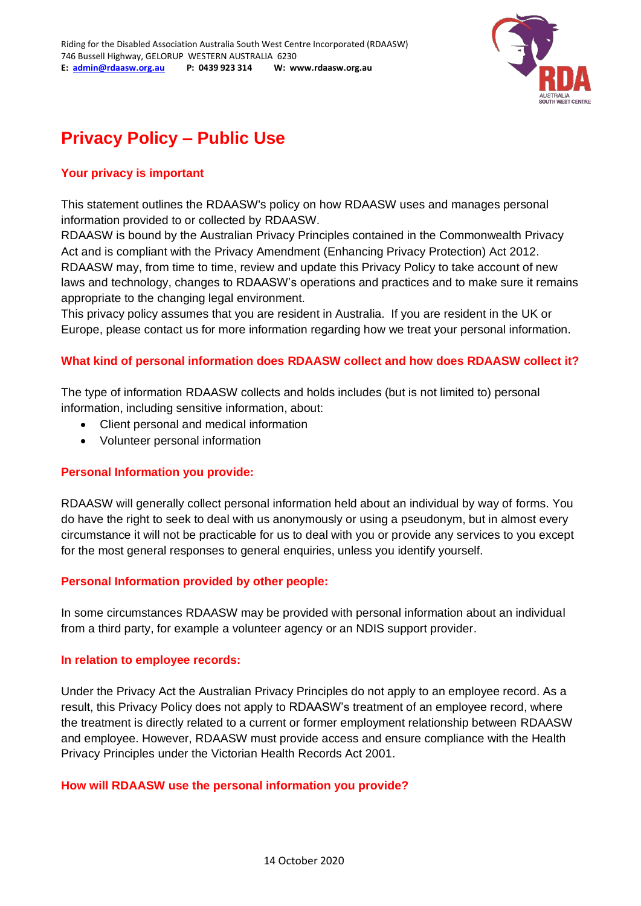Riding for the Disabled Association Australia South West Centre Incorporated (RDAASW)
746 Bussell Highway, GELORUP WESTERN AUSTRALIA 6230
**E: admin@rdaasw.org.au P: 0439 923 314 W: www.rdaasw.org.au**

# Privacy Policy – Public Use

### Your privacy is important

This statement outlines the RDAASW's policy on how RDAASW uses and manages personal information provided to or collected by RDAASW.
RDAASW is bound by the Australian Privacy Principles contained in the Commonwealth Privacy Act and is compliant with the Privacy Amendment (Enhancing Privacy Protection) Act 2012.
RDAASW may, from time to time, review and update this Privacy Policy to take account of new laws and technology, changes to RDAASW's operations and practices and to make sure it remains appropriate to the changing legal environment.
This privacy policy assumes that you are resident in Australia. If you are resident in the UK or Europe, please contact us for more information regarding how we treat your personal information.

### What kind of personal information does RDAASW collect and how does RDAASW collect it?

The type of information RDAASW collects and holds includes (but is not limited to) personal information, including sensitive information, about:

- Client personal and medical information
- Volunteer personal information

### Personal Information you provide:

RDAASW will generally collect personal information held about an individual by way of forms. You do have the right to seek to deal with us anonymously or using a pseudonym, but in almost every circumstance it will not be practicable for us to deal with you or provide any services to you except for the most general responses to general enquiries, unless you identify yourself.

### Personal Information provided by other people:

In some circumstances RDAASW may be provided with personal information about an individual from a third party, for example a volunteer agency or an NDIS support provider.

### In relation to employee records:

Under the Privacy Act the Australian Privacy Principles do not apply to an employee record. As a result, this Privacy Policy does not apply to RDAASW's treatment of an employee record, where the treatment is directly related to a current or former employment relationship between RDAASW and employee. However, RDAASW must provide access and ensure compliance with the Health Privacy Principles under the Victorian Health Records Act 2001.

### How will RDAASW use the personal information you provide?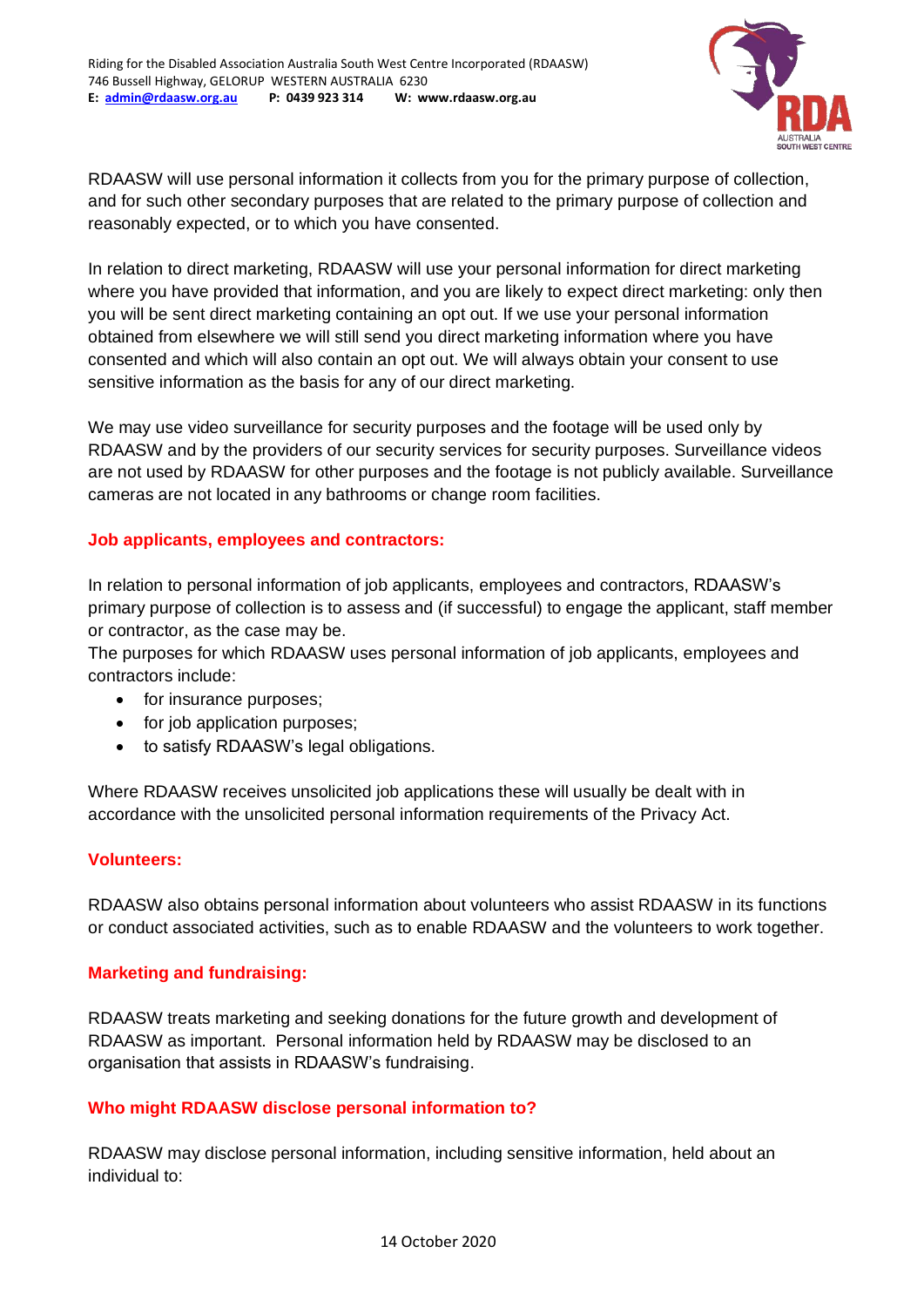RDAASW will use personal information it collects from you for the primary purpose of collection, and for such other secondary purposes that are related to the primary purpose of collection and reasonably expected, or to which you have consented.

In relation to direct marketing, RDAASW will use your personal information for direct marketing where you have provided that information, and you are likely to expect direct marketing: only then you will be sent direct marketing containing an opt out. If we use your personal information obtained from elsewhere we will still send you direct marketing information where you have consented and which will also contain an opt out. We will always obtain your consent to use sensitive information as the basis for any of our direct marketing.

We may use video surveillance for security purposes and the footage will be used only by RDAASW and by the providers of our security services for security purposes. Surveillance videos are not used by RDAASW for other purposes and the footage is not publicly available. Surveillance cameras are not located in any bathrooms or change room facilities.

### Job applicants, employees and contractors:

In relation to personal information of job applicants, employees and contractors, RDAASW's primary purpose of collection is to assess and (if successful) to engage the applicant, staff member or contractor, as the case may be.

The purposes for which RDAASW uses personal information of job applicants, employees and contractors include:

- for insurance purposes;
- for job application purposes;
- to satisfy RDAASW's legal obligations.

Where RDAASW receives unsolicited job applications these will usually be dealt with in accordance with the unsolicited personal information requirements of the Privacy Act.

### Volunteers:

RDAASW also obtains personal information about volunteers who assist RDAASW in its functions or conduct associated activities, such as to enable RDAASW and the volunteers to work together.

### Marketing and fundraising:

RDAASW treats marketing and seeking donations for the future growth and development of RDAASW as important. Personal information held by RDAASW may be disclosed to an organisation that assists in RDAASW's fundraising.

### Who might RDAASW disclose personal information to?

RDAASW may disclose personal information, including sensitive information, held about an individual to: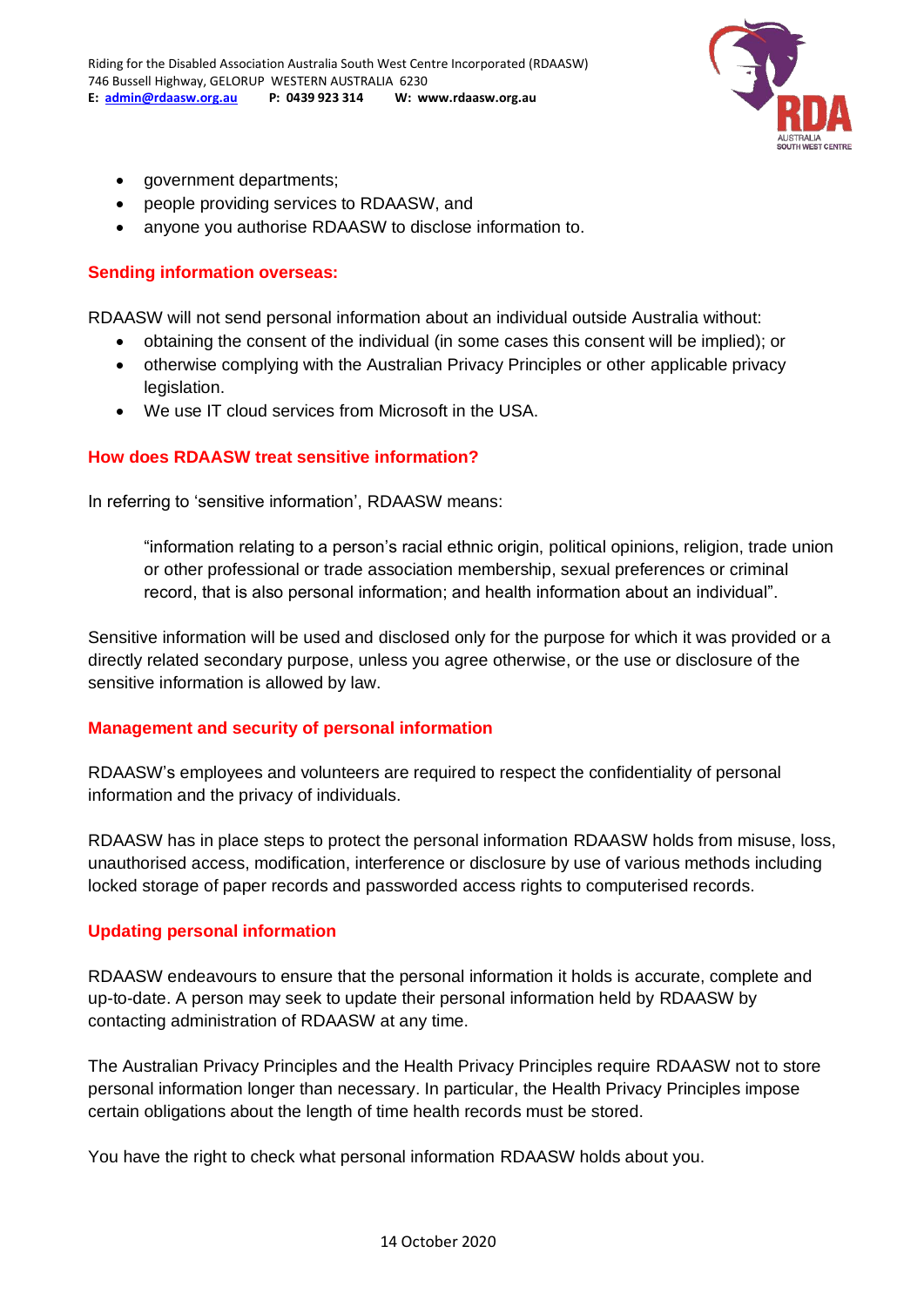- government departments;
- people providing services to RDAASW, and
- anyone you authorise RDAASW to disclose information to.

## Sending information overseas:

RDAASW will not send personal information about an individual outside Australia without:

- obtaining the consent of the individual (in some cases this consent will be implied); or
- otherwise complying with the Australian Privacy Principles or other applicable privacy legislation.
- We use IT cloud services from Microsoft in the USA.

## How does RDAASW treat sensitive information?

In referring to 'sensitive information', RDAASW means:

> "information relating to a person's racial ethnic origin, political opinions, religion, trade union or other professional or trade association membership, sexual preferences or criminal record, that is also personal information; and health information about an individual".

Sensitive information will be used and disclosed only for the purpose for which it was provided or a directly related secondary purpose, unless you agree otherwise, or the use or disclosure of the sensitive information is allowed by law.

## Management and security of personal information

RDAASW's employees and volunteers are required to respect the confidentiality of personal information and the privacy of individuals.

RDAASW has in place steps to protect the personal information RDAASW holds from misuse, loss, unauthorised access, modification, interference or disclosure by use of various methods including locked storage of paper records and passworded access rights to computerised records.

## Updating personal information

RDAASW endeavours to ensure that the personal information it holds is accurate, complete and up-to-date. A person may seek to update their personal information held by RDAASW by contacting administration of RDAASW at any time.

The Australian Privacy Principles and the Health Privacy Principles require RDAASW not to store personal information longer than necessary. In particular, the Health Privacy Principles impose certain obligations about the length of time health records must be stored.

You have the right to check what personal information RDAASW holds about you.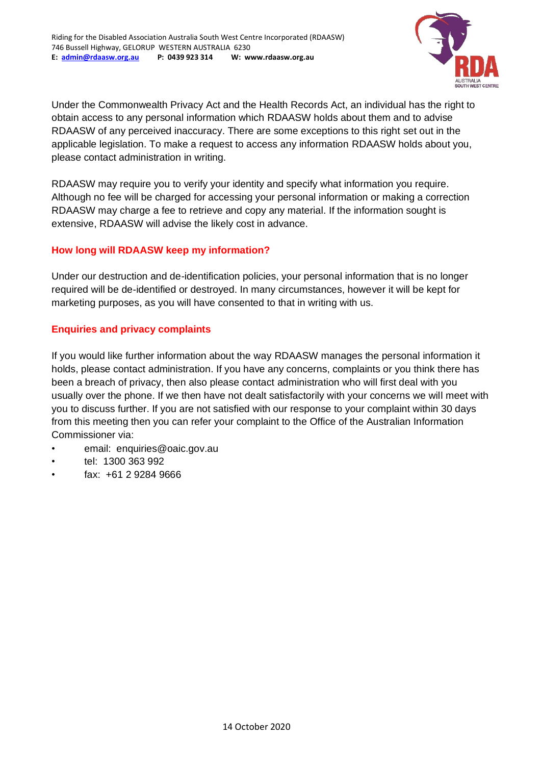Under the Commonwealth Privacy Act and the Health Records Act, an individual has the right to obtain access to any personal information which RDAASW holds about them and to advise RDAASW of any perceived inaccuracy. There are some exceptions to this right set out in the applicable legislation. To make a request to access any information RDAASW holds about you, please contact administration in writing.

RDAASW may require you to verify your identity and specify what information you require. Although no fee will be charged for accessing your personal information or making a correction RDAASW may charge a fee to retrieve and copy any material. If the information sought is extensive, RDAASW will advise the likely cost in advance.

## How long will RDAASW keep my information?

Under our destruction and de-identification policies, your personal information that is no longer required will be de-identified or destroyed. In many circumstances, however it will be kept for marketing purposes, as you will have consented to that in writing with us.

## Enquiries and privacy complaints

If you would like further information about the way RDAASW manages the personal information it holds, please contact administration. If you have any concerns, complaints or you think there has been a breach of privacy, then also please contact administration who will first deal with you usually over the phone. If we then have not dealt satisfactorily with your concerns we will meet with you to discuss further. If you are not satisfied with our response to your complaint within 30 days from this meeting then you can refer your complaint to the Office of the Australian Information Commissioner via:

- email: enquiries@oaic.gov.au
- tel: 1300 363 992
- fax: +61 2 9284 9666